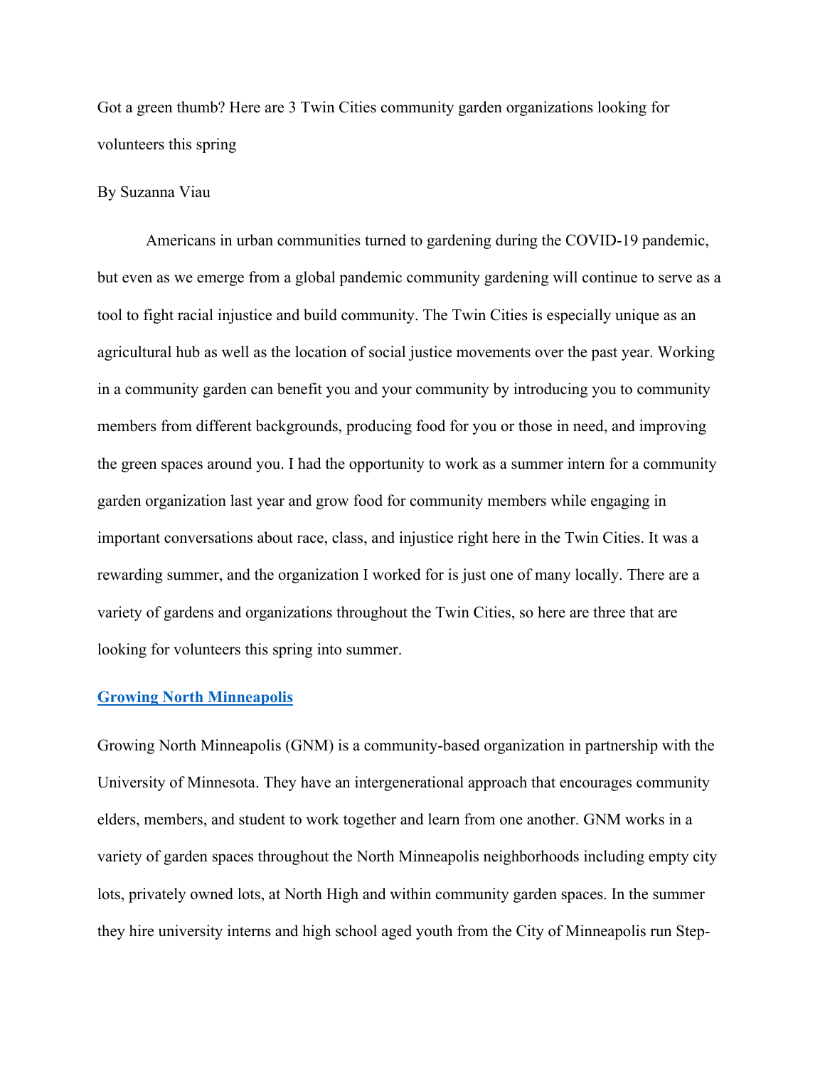# Got a green thumb? Here are 3 Twin Cities community garden organizations looking for volunteers this spring

By Suzanna Viau

Americans in urban communities turned to gardening during the COVID-19 pandemic, but even as we emerge from a global pandemic community gardening will continue to serve as a tool to fight racial injustice and build community. The Twin Cities is especially unique as an agricultural hub as well as the location of social justice movements over the past year. Working in a community garden can benefit you and your community by introducing you to community members from different backgrounds, producing food for you or those in need, and improving the green spaces around you. I had the opportunity to work as a summer intern for a community garden organization last year and grow food for community members while engaging in important conversations about race, class, and injustice right here in the Twin Cities. It was a rewarding summer, and the organization I worked for is just one of many locally. There are a variety of gardens and organizations throughout the Twin Cities, so here are three that are looking for volunteers this spring into summer.

## Growing North Minneapolis

Growing North Minneapolis (GNM) is a community-based organization in partnership with the University of Minnesota. They have an intergenerational approach that encourages community elders, members, and student to work together and learn from one another. GNM works in a variety of garden spaces throughout the North Minneapolis neighborhoods including empty city lots, privately owned lots, at North High and within community garden spaces. In the summer they hire university interns and high school aged youth from the City of Minneapolis run Step-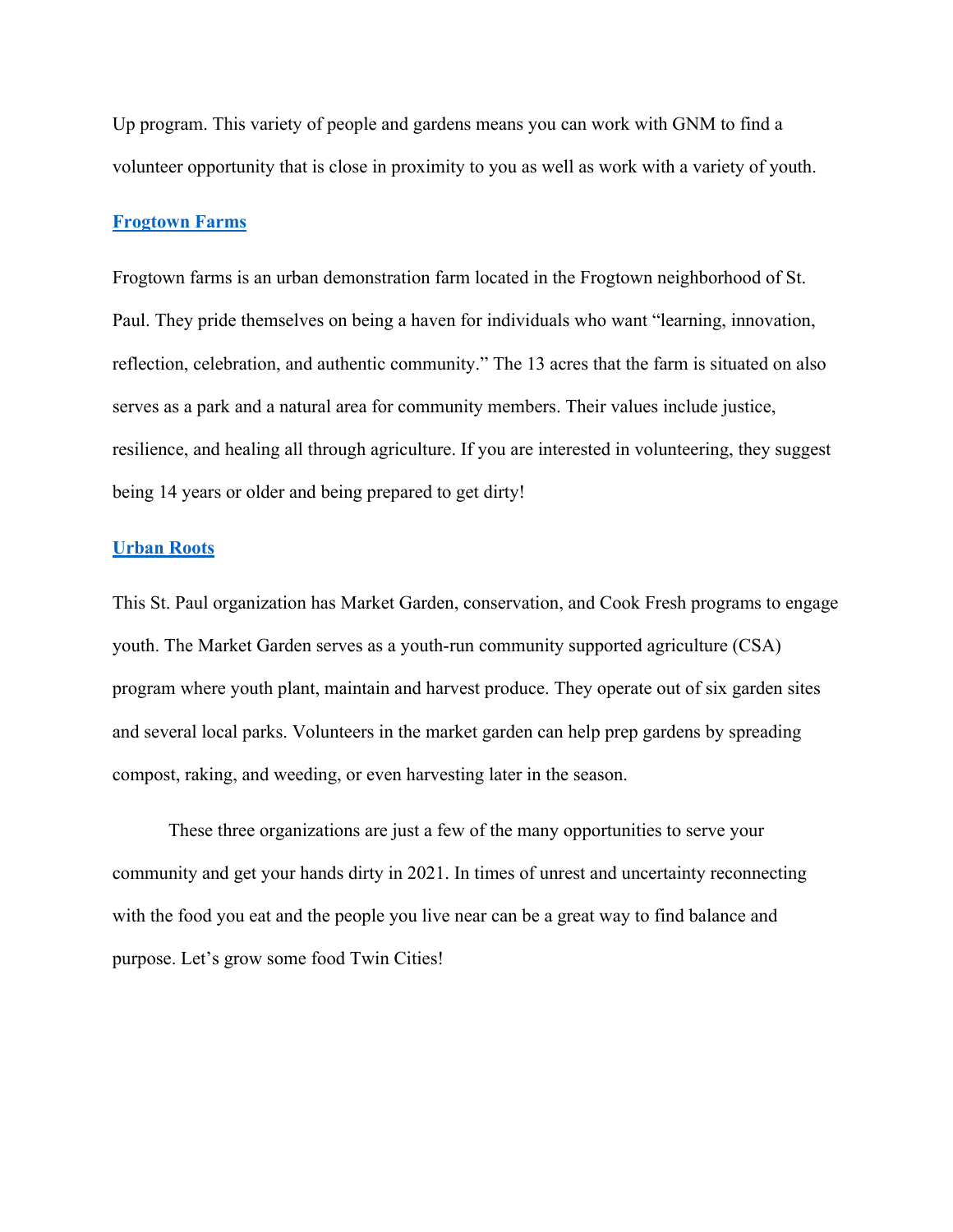Up program. This variety of people and gardens means you can work with GNM to find a volunteer opportunity that is close in proximity to you as well as work with a variety of youth.

### **Frogtown Farms**

Frogtown farms is an urban demonstration farm located in the Frogtown neighborhood of St. Paul. They pride themselves on being a haven for individuals who want "learning, innovation, reflection, celebration, and authentic community." The 13 acres that the farm is situated on also serves as a park and a natural area for community members. Their values include justice, resilience, and healing all through agriculture. If you are interested in volunteering, they suggest being 14 years or older and being prepared to get dirty!

### **Urban Roots**

This St. Paul organization has Market Garden, conservation, and Cook Fresh programs to engage youth. The Market Garden serves as a youth-run community supported agriculture (CSA) program where youth plant, maintain and harvest produce. They operate out of six garden sites and several local parks. Volunteers in the market garden can help prep gardens by spreading compost, raking, and weeding, or even harvesting later in the season.

These three organizations are just a few of the many opportunities to serve your community and get your hands dirty in 2021. In times of unrest and uncertainty reconnecting with the food you eat and the people you live near can be a great way to find balance and purpose. Let's grow some food Twin Cities!